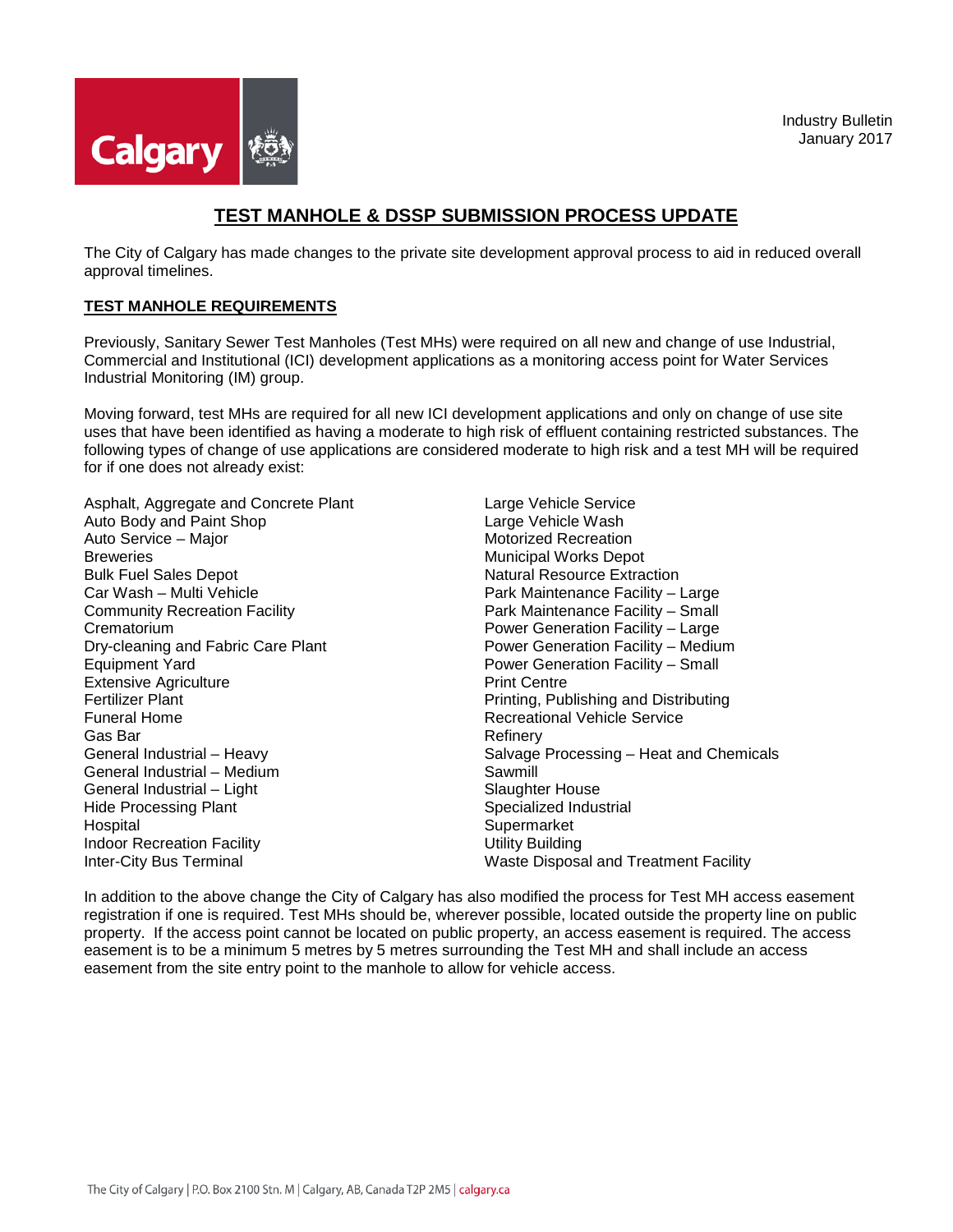Industry Bulletin
January 2017

# TEST MANHOLE & DSSP SUBMISSION PROCESS UPDATE

The City of Calgary has made changes to the private site development approval process to aid in reduced overall approval timelines.

## TEST MANHOLE REQUIREMENTS

Previously, Sanitary Sewer Test Manholes (Test MHs) were required on all new and change of use Industrial, Commercial and Institutional (ICI) development applications as a monitoring access point for Water Services Industrial Monitoring (IM) group.

Moving forward, test MHs are required for all new ICI development applications and only on change of use site uses that have been identified as having a moderate to high risk of effluent containing restricted substances. The following types of change of use applications are considered moderate to high risk and a test MH will be required for if one does not already exist:

- Asphalt, Aggregate and Concrete Plant
- Auto Body and Paint Shop
- Auto Service – Major
- Breweries
- Bulk Fuel Sales Depot
- Car Wash – Multi Vehicle
- Community Recreation Facility
- Crematorium
- Dry-cleaning and Fabric Care Plant
- Equipment Yard
- Extensive Agriculture
- Fertilizer Plant
- Funeral Home
- Gas Bar
- General Industrial – Heavy
- General Industrial – Medium
- General Industrial – Light
- Hide Processing Plant
- Hospital
- Indoor Recreation Facility
- Inter-City Bus Terminal
- Large Vehicle Service
- Large Vehicle Wash
- Motorized Recreation
- Municipal Works Depot
- Natural Resource Extraction
- Park Maintenance Facility – Large
- Park Maintenance Facility – Small
- Power Generation Facility – Large
- Power Generation Facility – Medium
- Power Generation Facility – Small
- Print Centre
- Printing, Publishing and Distributing
- Recreational Vehicle Service
- Refinery
- Salvage Processing – Heat and Chemicals
- Sawmill
- Slaughter House
- Specialized Industrial
- Supermarket
- Utility Building
- Waste Disposal and Treatment Facility

In addition to the above change the City of Calgary has also modified the process for Test MH access easement registration if one is required. Test MHs should be, wherever possible, located outside the property line on public property. If the access point cannot be located on public property, an access easement is required. The access easement is to be a minimum 5 metres by 5 metres surrounding the Test MH and shall include an access easement from the site entry point to the manhole to allow for vehicle access.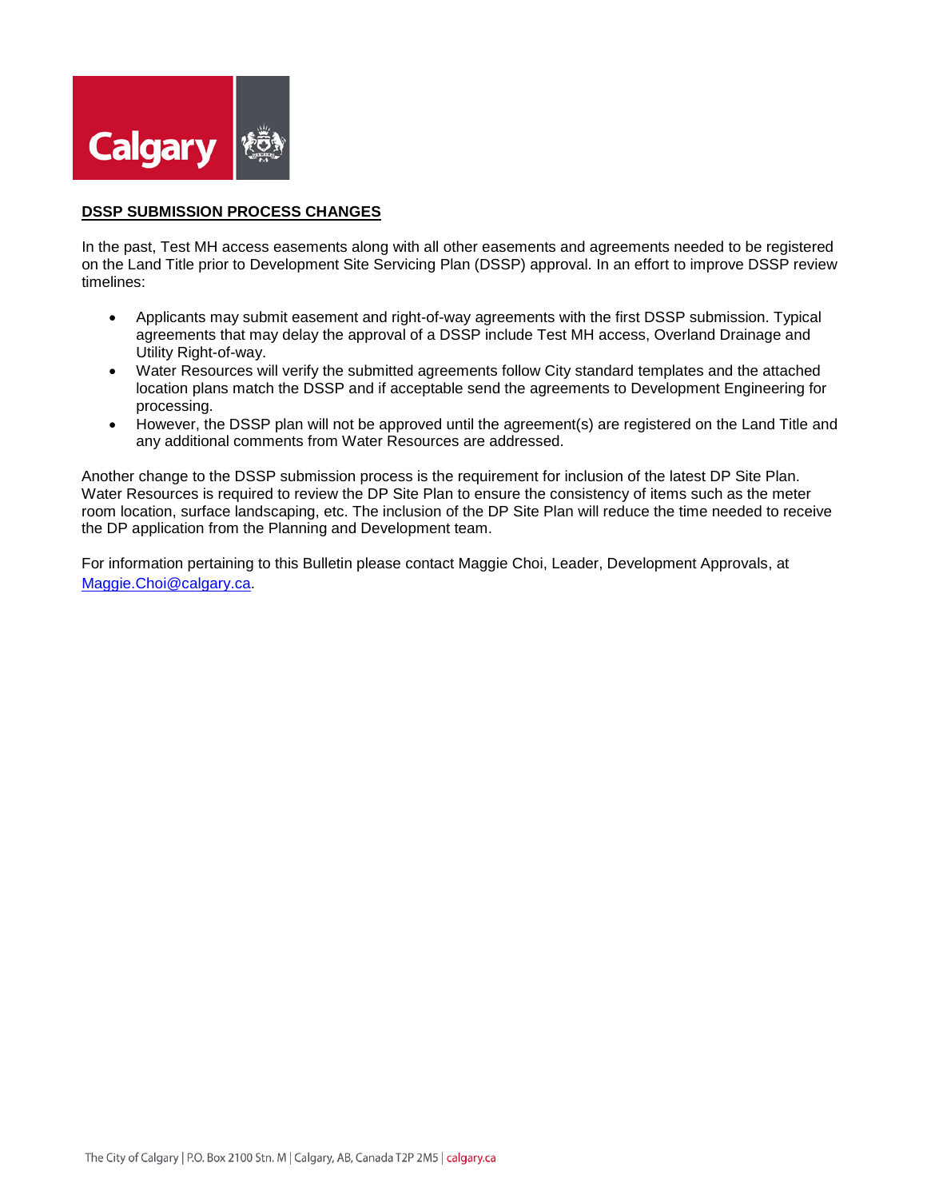## DSSP SUBMISSION PROCESS CHANGES

In the past, Test MH access easements along with all other easements and agreements needed to be registered on the Land Title prior to Development Site Servicing Plan (DSSP) approval. In an effort to improve DSSP review timelines:

- Applicants may submit easement and right-of-way agreements with the first DSSP submission. Typical agreements that may delay the approval of a DSSP include Test MH access, Overland Drainage and Utility Right-of-way.
- Water Resources will verify the submitted agreements follow City standard templates and the attached location plans match the DSSP and if acceptable send the agreements to Development Engineering for processing.
- However, the DSSP plan will not be approved until the agreement(s) are registered on the Land Title and any additional comments from Water Resources are addressed.

Another change to the DSSP submission process is the requirement for inclusion of the latest DP Site Plan. Water Resources is required to review the DP Site Plan to ensure the consistency of items such as the meter room location, surface landscaping, etc. The inclusion of the DP Site Plan will reduce the time needed to receive the DP application from the Planning and Development team.

For information pertaining to this Bulletin please contact Maggie Choi, Leader, Development Approvals, at Maggie.Choi@calgary.ca.